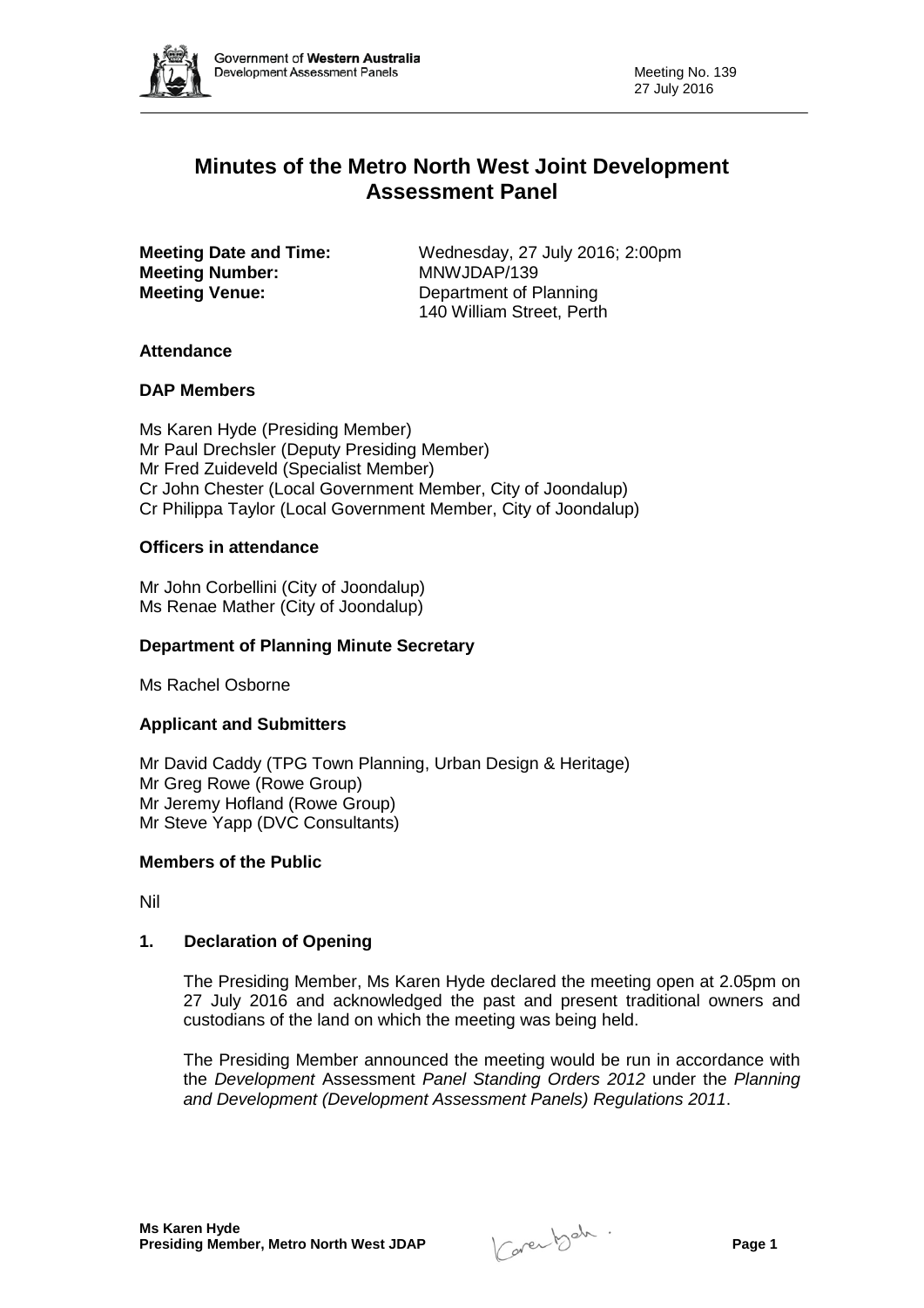# Minutes of the Metro North West Joint Development Assessment Panel

**Meeting Date and Time:** Wednesday, 27 July 2016; 2:00pm
**Meeting Number:** MNWJDAP/139
**Meeting Venue:** Department of Planning
140 William Street, Perth

## Attendance

### DAP Members

Ms Karen Hyde (Presiding Member)
Mr Paul Drechsler (Deputy Presiding Member)
Mr Fred Zuideveld (Specialist Member)
Cr John Chester (Local Government Member, City of Joondalup)
Cr Philippa Taylor (Local Government Member, City of Joondalup)

### Officers in attendance

Mr John Corbellini (City of Joondalup)
Ms Renae Mather (City of Joondalup)

### Department of Planning Minute Secretary

Ms Rachel Osborne

### Applicant and Submitters

Mr David Caddy (TPG Town Planning, Urban Design & Heritage)
Mr Greg Rowe (Rowe Group)
Mr Jeremy Hofland (Rowe Group)
Mr Steve Yapp (DVC Consultants)

### Members of the Public

Nil

## 1. Declaration of Opening

The Presiding Member, Ms Karen Hyde declared the meeting open at 2.05pm on 27 July 2016 and acknowledged the past and present traditional owners and custodians of the land on which the meeting was being held.

The Presiding Member announced the meeting would be run in accordance with the *Development* Assessment *Panel Standing Orders 2012* under the *Planning and Development (Development Assessment Panels) Regulations 2011*.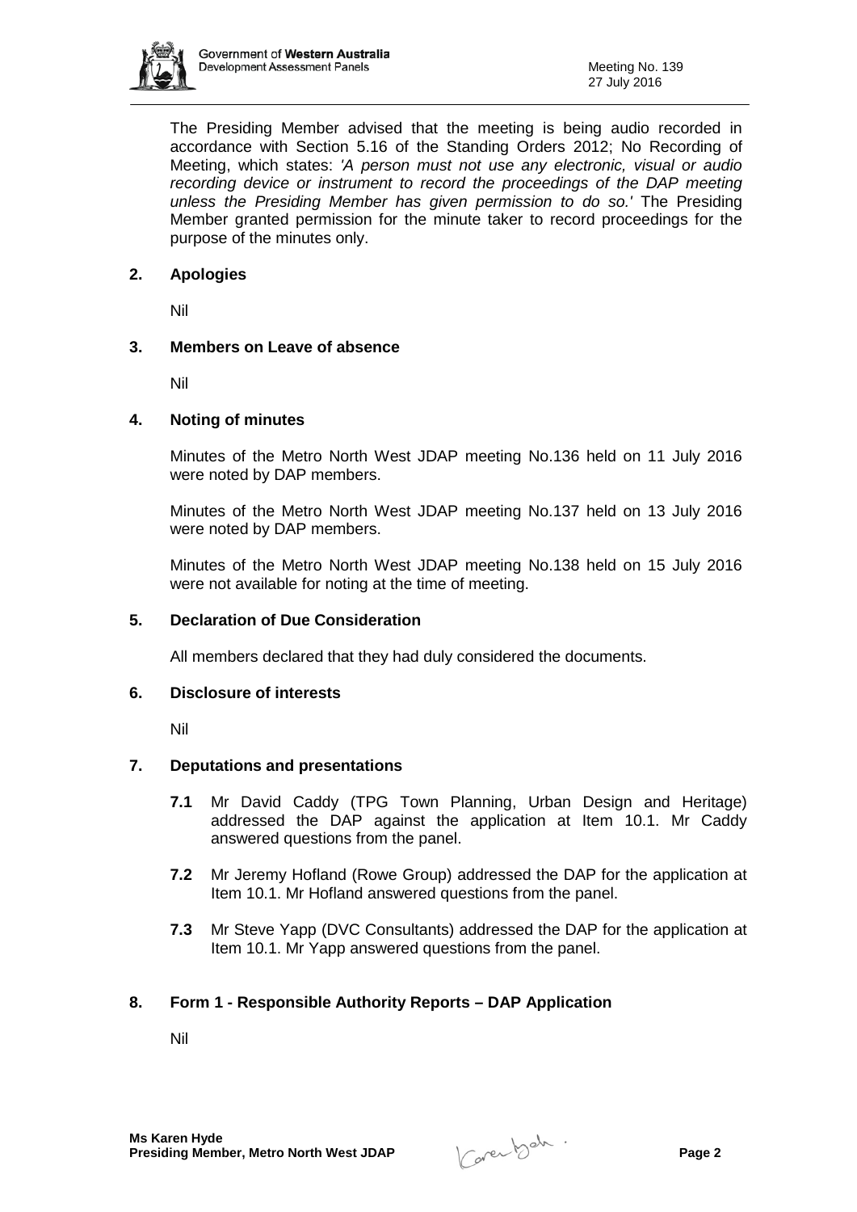The Presiding Member advised that the meeting is being audio recorded in accordance with Section 5.16 of the Standing Orders 2012; No Recording of Meeting, which states: *'A person must not use any electronic, visual or audio recording device or instrument to record the proceedings of the DAP meeting unless the Presiding Member has given permission to do so.'* The Presiding Member granted permission for the minute taker to record proceedings for the purpose of the minutes only.

## 2. Apologies

Nil

## 3. Members on Leave of absence

Nil

## 4. Noting of minutes

Minutes of the Metro North West JDAP meeting No.136 held on 11 July 2016 were noted by DAP members.

Minutes of the Metro North West JDAP meeting No.137 held on 13 July 2016 were noted by DAP members.

Minutes of the Metro North West JDAP meeting No.138 held on 15 July 2016 were not available for noting at the time of meeting.

## 5. Declaration of Due Consideration

All members declared that they had duly considered the documents.

## 6. Disclosure of interests

Nil

## 7. Deputations and presentations

**7.1** Mr David Caddy (TPG Town Planning, Urban Design and Heritage) addressed the DAP against the application at Item 10.1. Mr Caddy answered questions from the panel.

**7.2** Mr Jeremy Hofland (Rowe Group) addressed the DAP for the application at Item 10.1. Mr Hofland answered questions from the panel.

**7.3** Mr Steve Yapp (DVC Consultants) addressed the DAP for the application at Item 10.1. Mr Yapp answered questions from the panel.

## 8. Form 1 - Responsible Authority Reports – DAP Application

Nil

**Ms Karen Hyde**
**Presiding Member, Metro North West JDAP**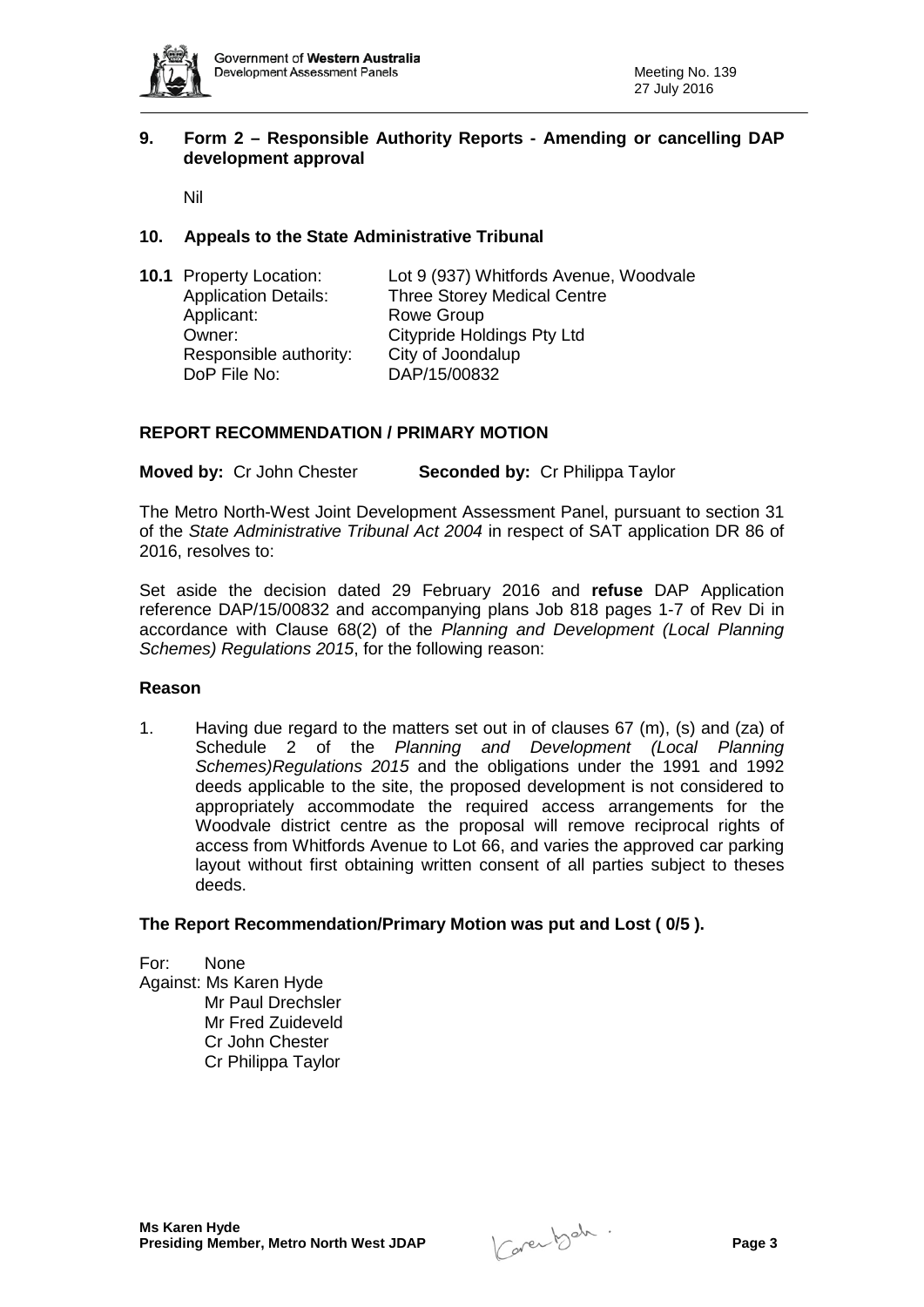## 9. Form 2 – Responsible Authority Reports - Amending or cancelling DAP development approval

Nil

## 10. Appeals to the State Administrative Tribunal

**10.1** Property Location: Lot 9 (937) Whitfords Avenue, Woodvale
Application Details: Three Storey Medical Centre
Applicant: Rowe Group
Owner: Citypride Holdings Pty Ltd
Responsible authority: City of Joondalup
DoP File No: DAP/15/00832

### REPORT RECOMMENDATION / PRIMARY MOTION

**Moved by:** Cr John Chester **Seconded by:** Cr Philippa Taylor

The Metro North-West Joint Development Assessment Panel, pursuant to section 31 of the *State Administrative Tribunal Act 2004* in respect of SAT application DR 86 of 2016, resolves to:

Set aside the decision dated 29 February 2016 and **refuse** DAP Application reference DAP/15/00832 and accompanying plans Job 818 pages 1-7 of Rev Di in accordance with Clause 68(2) of the *Planning and Development (Local Planning Schemes) Regulations 2015*, for the following reason:

### Reason

1. Having due regard to the matters set out in of clauses 67 (m), (s) and (za) of Schedule 2 of the *Planning and Development (Local Planning Schemes)Regulations 2015* and the obligations under the 1991 and 1992 deeds applicable to the site, the proposed development is not considered to appropriately accommodate the required access arrangements for the Woodvale district centre as the proposal will remove reciprocal rights of access from Whitfords Avenue to Lot 66, and varies the approved car parking layout without first obtaining written consent of all parties subject to theses deeds.

**The Report Recommendation/Primary Motion was put and Lost ( 0/5 ).**

For: None
Against: Ms Karen Hyde
Mr Paul Drechsler
Mr Fred Zuideveld
Cr John Chester
Cr Philippa Taylor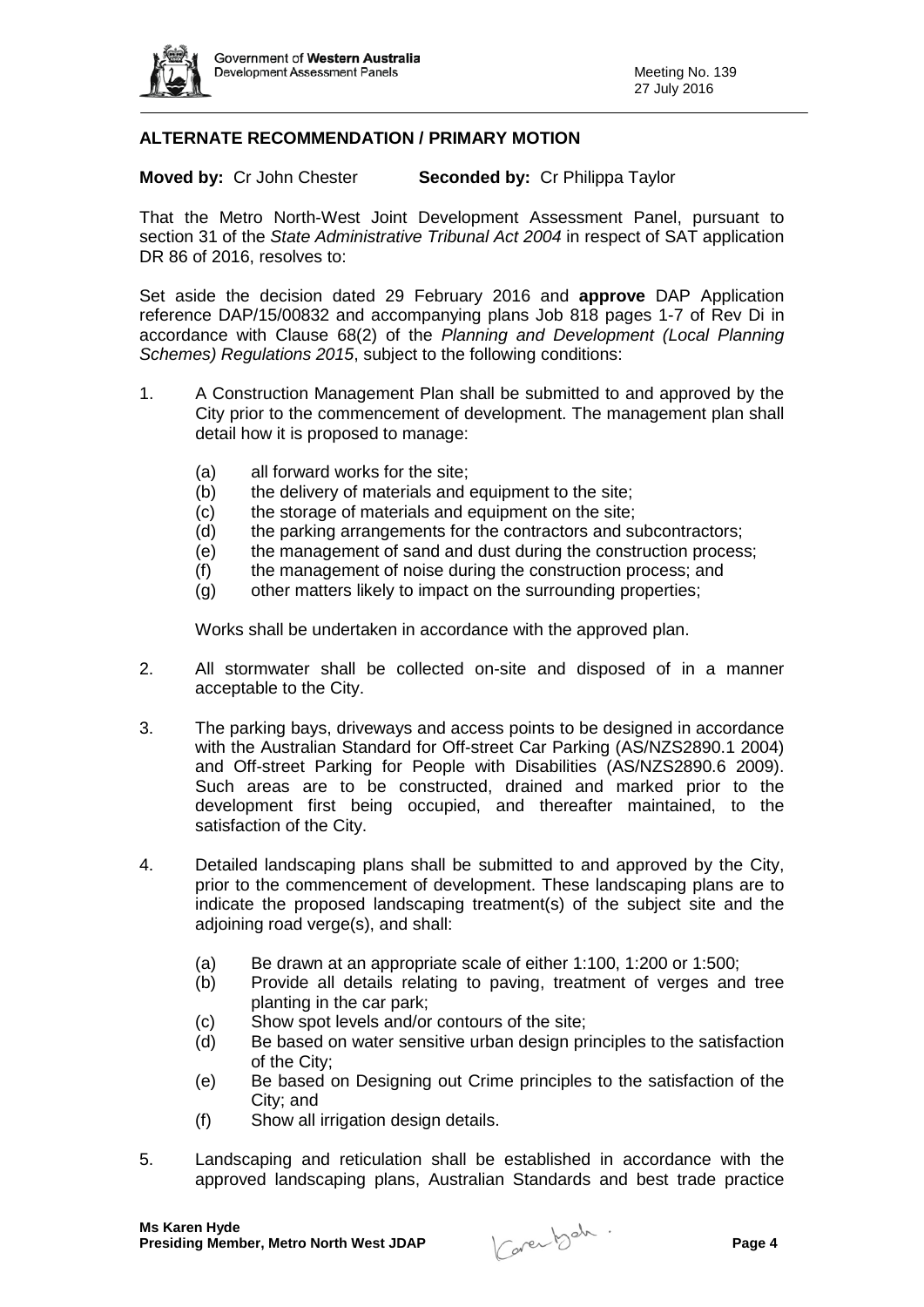## ALTERNATE RECOMMENDATION / PRIMARY MOTION

**Moved by:** Cr John Chester **Seconded by:** Cr Philippa Taylor

That the Metro North-West Joint Development Assessment Panel, pursuant to section 31 of the *State Administrative Tribunal Act 2004* in respect of SAT application DR 86 of 2016, resolves to:

Set aside the decision dated 29 February 2016 and **approve** DAP Application reference DAP/15/00832 and accompanying plans Job 818 pages 1-7 of Rev Di in accordance with Clause 68(2) of the *Planning and Development (Local Planning Schemes) Regulations 2015*, subject to the following conditions:

1. A Construction Management Plan shall be submitted to and approved by the City prior to the commencement of development. The management plan shall detail how it is proposed to manage:

   (a) all forward works for the site;
   (b) the delivery of materials and equipment to the site;
   (c) the storage of materials and equipment on the site;
   (d) the parking arrangements for the contractors and subcontractors;
   (e) the management of sand and dust during the construction process;
   (f) the management of noise during the construction process; and
   (g) other matters likely to impact on the surrounding properties;

   Works shall be undertaken in accordance with the approved plan.

2. All stormwater shall be collected on-site and disposed of in a manner acceptable to the City.

3. The parking bays, driveways and access points to be designed in accordance with the Australian Standard for Off-street Car Parking (AS/NZS2890.1 2004) and Off-street Parking for People with Disabilities (AS/NZS2890.6 2009). Such areas are to be constructed, drained and marked prior to the development first being occupied, and thereafter maintained, to the satisfaction of the City.

4. Detailed landscaping plans shall be submitted to and approved by the City, prior to the commencement of development. These landscaping plans are to indicate the proposed landscaping treatment(s) of the subject site and the adjoining road verge(s), and shall:

   (a) Be drawn at an appropriate scale of either 1:100, 1:200 or 1:500;
   (b) Provide all details relating to paving, treatment of verges and tree planting in the car park;
   (c) Show spot levels and/or contours of the site;
   (d) Be based on water sensitive urban design principles to the satisfaction of the City;
   (e) Be based on Designing out Crime principles to the satisfaction of the City; and
   (f) Show all irrigation design details.

5. Landscaping and reticulation shall be established in accordance with the approved landscaping plans, Australian Standards and best trade practice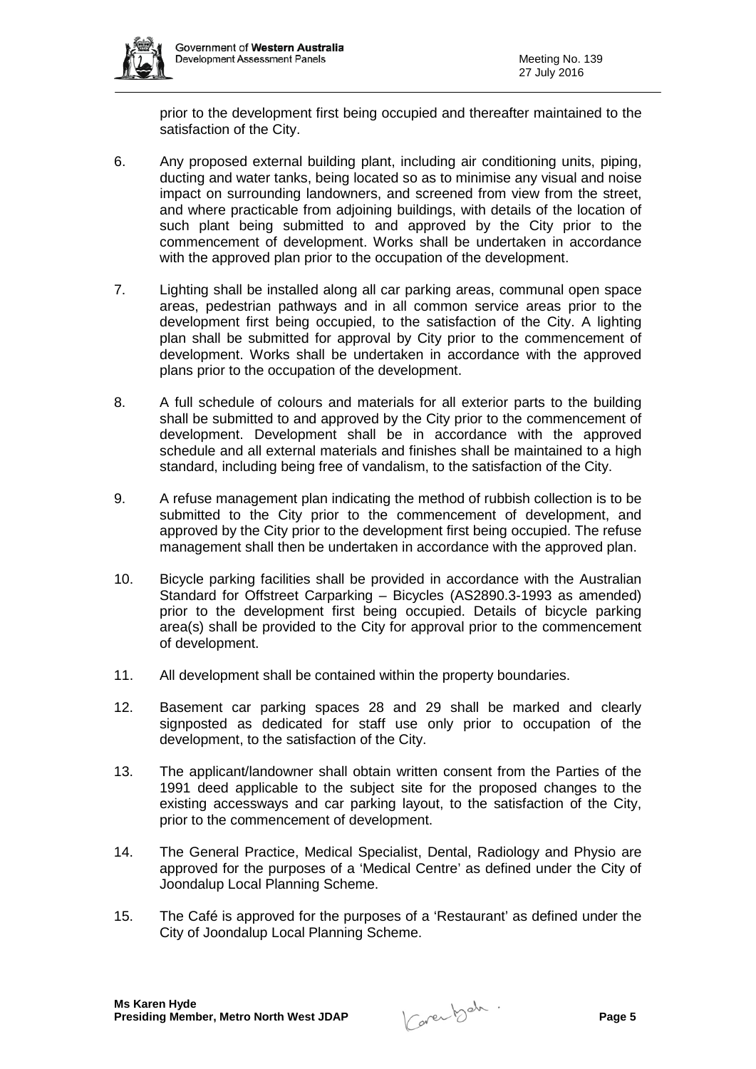prior to the development first being occupied and thereafter maintained to the satisfaction of the City.

6. Any proposed external building plant, including air conditioning units, piping, ducting and water tanks, being located so as to minimise any visual and noise impact on surrounding landowners, and screened from view from the street, and where practicable from adjoining buildings, with details of the location of such plant being submitted to and approved by the City prior to the commencement of development. Works shall be undertaken in accordance with the approved plan prior to the occupation of the development.

7. Lighting shall be installed along all car parking areas, communal open space areas, pedestrian pathways and in all common service areas prior to the development first being occupied, to the satisfaction of the City. A lighting plan shall be submitted for approval by City prior to the commencement of development. Works shall be undertaken in accordance with the approved plans prior to the occupation of the development.

8. A full schedule of colours and materials for all exterior parts to the building shall be submitted to and approved by the City prior to the commencement of development. Development shall be in accordance with the approved schedule and all external materials and finishes shall be maintained to a high standard, including being free of vandalism, to the satisfaction of the City.

9. A refuse management plan indicating the method of rubbish collection is to be submitted to the City prior to the commencement of development, and approved by the City prior to the development first being occupied. The refuse management shall then be undertaken in accordance with the approved plan.

10. Bicycle parking facilities shall be provided in accordance with the Australian Standard for Offstreet Carparking – Bicycles (AS2890.3-1993 as amended) prior to the development first being occupied. Details of bicycle parking area(s) shall be provided to the City for approval prior to the commencement of development.

11. All development shall be contained within the property boundaries.

12. Basement car parking spaces 28 and 29 shall be marked and clearly signposted as dedicated for staff use only prior to occupation of the development, to the satisfaction of the City.

13. The applicant/landowner shall obtain written consent from the Parties of the 1991 deed applicable to the subject site for the proposed changes to the existing accessways and car parking layout, to the satisfaction of the City, prior to the commencement of development.

14. The General Practice, Medical Specialist, Dental, Radiology and Physio are approved for the purposes of a 'Medical Centre' as defined under the City of Joondalup Local Planning Scheme.

15. The Café is approved for the purposes of a 'Restaurant' as defined under the City of Joondalup Local Planning Scheme.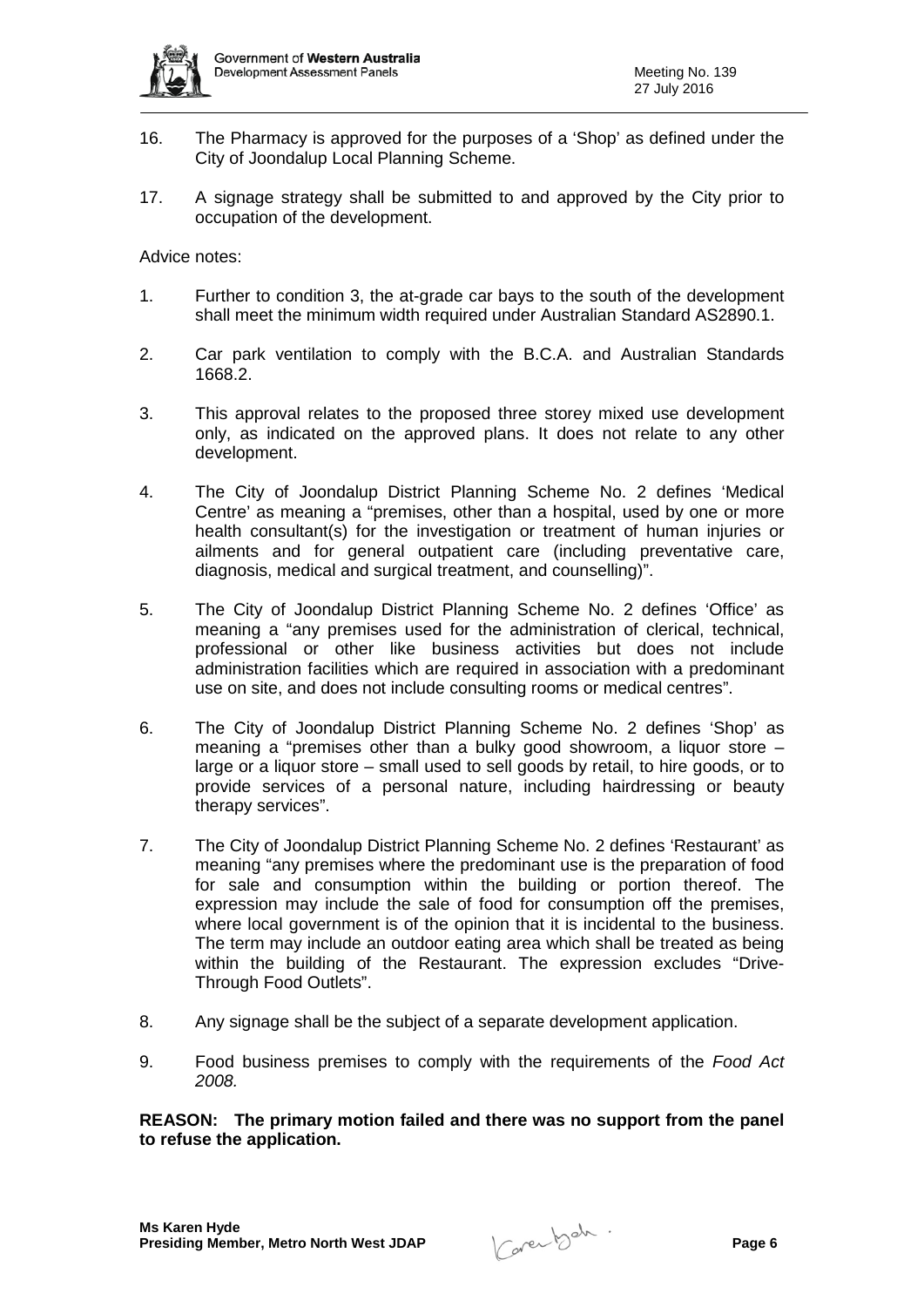16. The Pharmacy is approved for the purposes of a 'Shop' as defined under the City of Joondalup Local Planning Scheme.

17. A signage strategy shall be submitted to and approved by the City prior to occupation of the development.

Advice notes:

1. Further to condition 3, the at-grade car bays to the south of the development shall meet the minimum width required under Australian Standard AS2890.1.

2. Car park ventilation to comply with the B.C.A. and Australian Standards 1668.2.

3. This approval relates to the proposed three storey mixed use development only, as indicated on the approved plans. It does not relate to any other development.

4. The City of Joondalup District Planning Scheme No. 2 defines 'Medical Centre' as meaning a "premises, other than a hospital, used by one or more health consultant(s) for the investigation or treatment of human injuries or ailments and for general outpatient care (including preventative care, diagnosis, medical and surgical treatment, and counselling)".

5. The City of Joondalup District Planning Scheme No. 2 defines 'Office' as meaning a "any premises used for the administration of clerical, technical, professional or other like business activities but does not include administration facilities which are required in association with a predominant use on site, and does not include consulting rooms or medical centres".

6. The City of Joondalup District Planning Scheme No. 2 defines 'Shop' as meaning a "premises other than a bulky good showroom, a liquor store – large or a liquor store – small used to sell goods by retail, to hire goods, or to provide services of a personal nature, including hairdressing or beauty therapy services".

7. The City of Joondalup District Planning Scheme No. 2 defines 'Restaurant' as meaning "any premises where the predominant use is the preparation of food for sale and consumption within the building or portion thereof. The expression may include the sale of food for consumption off the premises, where local government is of the opinion that it is incidental to the business. The term may include an outdoor eating area which shall be treated as being within the building of the Restaurant. The expression excludes "Drive-Through Food Outlets".

8. Any signage shall be the subject of a separate development application.

9. Food business premises to comply with the requirements of the *Food Act 2008.*

**REASON: The primary motion failed and there was no support from the panel to refuse the application.**

**Ms Karen Hyde**
**Presiding Member, Metro North West JDAP**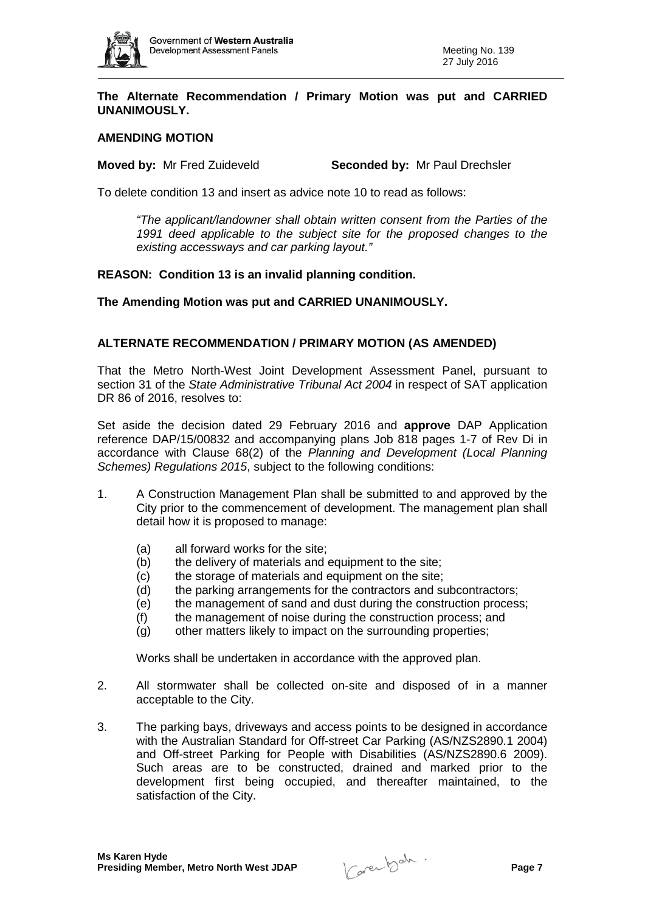**The Alternate Recommendation / Primary Motion was put and CARRIED UNANIMOUSLY.**

**AMENDING MOTION**

**Moved by:** Mr Fred Zuideveld **Seconded by:** Mr Paul Drechsler

To delete condition 13 and insert as advice note 10 to read as follows:

> *"The applicant/landowner shall obtain written consent from the Parties of the 1991 deed applicable to the subject site for the proposed changes to the existing accessways and car parking layout."*

**REASON: Condition 13 is an invalid planning condition.**

**The Amending Motion was put and CARRIED UNANIMOUSLY.**

**ALTERNATE RECOMMENDATION / PRIMARY MOTION (AS AMENDED)**

That the Metro North-West Joint Development Assessment Panel, pursuant to section 31 of the *State Administrative Tribunal Act 2004* in respect of SAT application DR 86 of 2016, resolves to:

Set aside the decision dated 29 February 2016 and **approve** DAP Application reference DAP/15/00832 and accompanying plans Job 818 pages 1-7 of Rev Di in accordance with Clause 68(2) of the *Planning and Development (Local Planning Schemes) Regulations 2015*, subject to the following conditions:

1. A Construction Management Plan shall be submitted to and approved by the City prior to the commencement of development. The management plan shall detail how it is proposed to manage:
    - (a) all forward works for the site;
    - (b) the delivery of materials and equipment to the site;
    - (c) the storage of materials and equipment on the site;
    - (d) the parking arrangements for the contractors and subcontractors;
    - (e) the management of sand and dust during the construction process;
    - (f) the management of noise during the construction process; and
    - (g) other matters likely to impact on the surrounding properties;

    Works shall be undertaken in accordance with the approved plan.

2. All stormwater shall be collected on-site and disposed of in a manner acceptable to the City.

3. The parking bays, driveways and access points to be designed in accordance with the Australian Standard for Off-street Car Parking (AS/NZS2890.1 2004) and Off-street Parking for People with Disabilities (AS/NZS2890.6 2009). Such areas are to be constructed, drained and marked prior to the development first being occupied, and thereafter maintained, to the satisfaction of the City.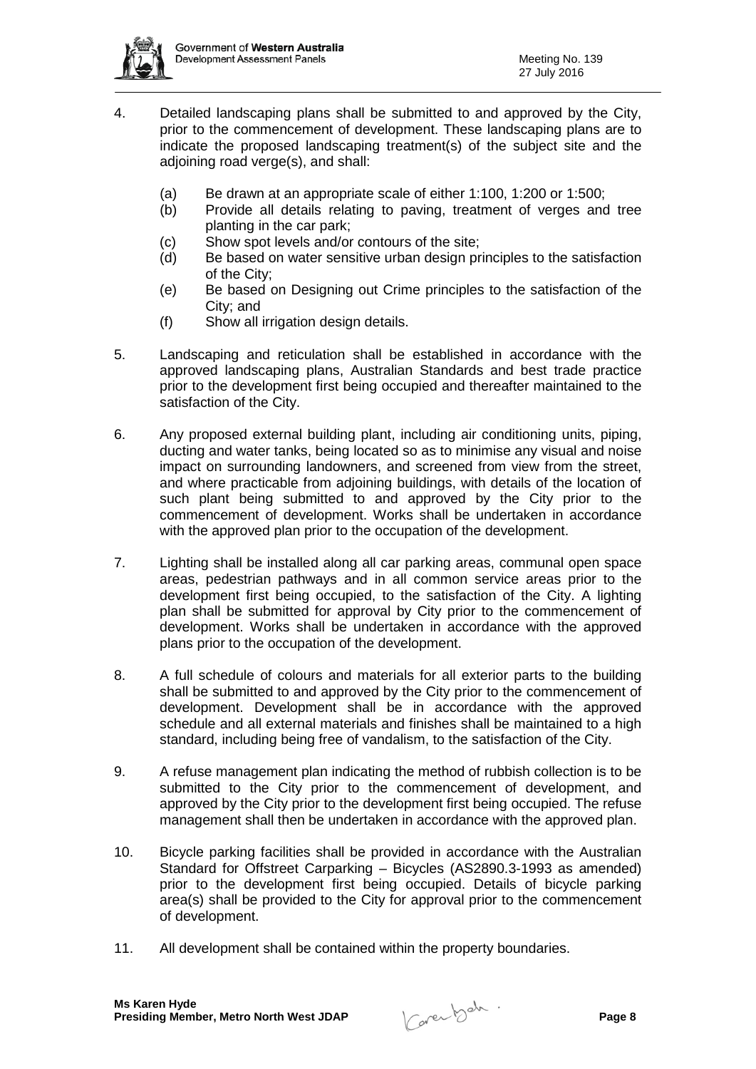4. Detailed landscaping plans shall be submitted to and approved by the City, prior to the commencement of development. These landscaping plans are to indicate the proposed landscaping treatment(s) of the subject site and the adjoining road verge(s), and shall:

   (a) Be drawn at an appropriate scale of either 1:100, 1:200 or 1:500;
   (b) Provide all details relating to paving, treatment of verges and tree planting in the car park;
   (c) Show spot levels and/or contours of the site;
   (d) Be based on water sensitive urban design principles to the satisfaction of the City;
   (e) Be based on Designing out Crime principles to the satisfaction of the City; and
   (f) Show all irrigation design details.

5. Landscaping and reticulation shall be established in accordance with the approved landscaping plans, Australian Standards and best trade practice prior to the development first being occupied and thereafter maintained to the satisfaction of the City.

6. Any proposed external building plant, including air conditioning units, piping, ducting and water tanks, being located so as to minimise any visual and noise impact on surrounding landowners, and screened from view from the street, and where practicable from adjoining buildings, with details of the location of such plant being submitted to and approved by the City prior to the commencement of development. Works shall be undertaken in accordance with the approved plan prior to the occupation of the development.

7. Lighting shall be installed along all car parking areas, communal open space areas, pedestrian pathways and in all common service areas prior to the development first being occupied, to the satisfaction of the City. A lighting plan shall be submitted for approval by City prior to the commencement of development. Works shall be undertaken in accordance with the approved plans prior to the occupation of the development.

8. A full schedule of colours and materials for all exterior parts to the building shall be submitted to and approved by the City prior to the commencement of development. Development shall be in accordance with the approved schedule and all external materials and finishes shall be maintained to a high standard, including being free of vandalism, to the satisfaction of the City.

9. A refuse management plan indicating the method of rubbish collection is to be submitted to the City prior to the commencement of development, and approved by the City prior to the development first being occupied. The refuse management shall then be undertaken in accordance with the approved plan.

10. Bicycle parking facilities shall be provided in accordance with the Australian Standard for Offstreet Carparking – Bicycles (AS2890.3-1993 as amended) prior to the development first being occupied. Details of bicycle parking area(s) shall be provided to the City for approval prior to the commencement of development.

11. All development shall be contained within the property boundaries.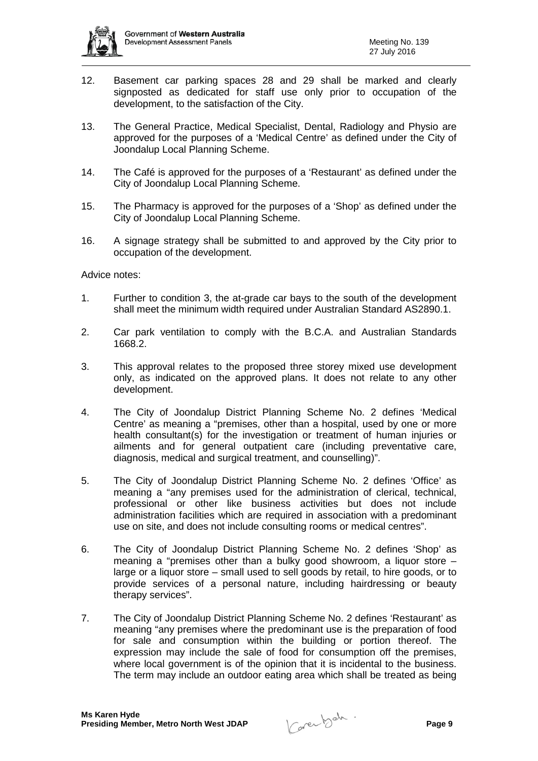12. Basement car parking spaces 28 and 29 shall be marked and clearly signposted as dedicated for staff use only prior to occupation of the development, to the satisfaction of the City.

13. The General Practice, Medical Specialist, Dental, Radiology and Physio are approved for the purposes of a 'Medical Centre' as defined under the City of Joondalup Local Planning Scheme.

14. The Café is approved for the purposes of a 'Restaurant' as defined under the City of Joondalup Local Planning Scheme.

15. The Pharmacy is approved for the purposes of a 'Shop' as defined under the City of Joondalup Local Planning Scheme.

16. A signage strategy shall be submitted to and approved by the City prior to occupation of the development.

Advice notes:

1. Further to condition 3, the at-grade car bays to the south of the development shall meet the minimum width required under Australian Standard AS2890.1.

2. Car park ventilation to comply with the B.C.A. and Australian Standards 1668.2.

3. This approval relates to the proposed three storey mixed use development only, as indicated on the approved plans. It does not relate to any other development.

4. The City of Joondalup District Planning Scheme No. 2 defines 'Medical Centre' as meaning a "premises, other than a hospital, used by one or more health consultant(s) for the investigation or treatment of human injuries or ailments and for general outpatient care (including preventative care, diagnosis, medical and surgical treatment, and counselling)".

5. The City of Joondalup District Planning Scheme No. 2 defines 'Office' as meaning a "any premises used for the administration of clerical, technical, professional or other like business activities but does not include administration facilities which are required in association with a predominant use on site, and does not include consulting rooms or medical centres".

6. The City of Joondalup District Planning Scheme No. 2 defines 'Shop' as meaning a "premises other than a bulky good showroom, a liquor store – large or a liquor store – small used to sell goods by retail, to hire goods, or to provide services of a personal nature, including hairdressing or beauty therapy services".

7. The City of Joondalup District Planning Scheme No. 2 defines 'Restaurant' as meaning "any premises where the predominant use is the preparation of food for sale and consumption within the building or portion thereof. The expression may include the sale of food for consumption off the premises, where local government is of the opinion that it is incidental to the business. The term may include an outdoor eating area which shall be treated as being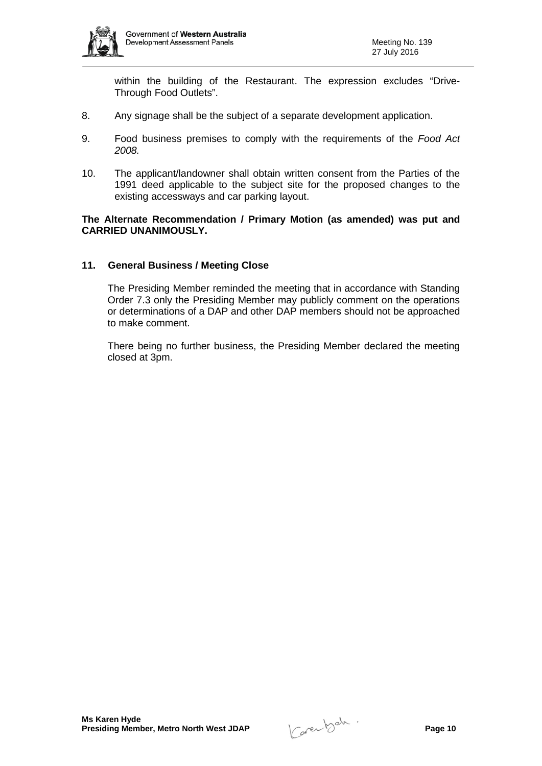within the building of the Restaurant. The expression excludes "Drive-Through Food Outlets".

8. Any signage shall be the subject of a separate development application.

9. Food business premises to comply with the requirements of the *Food Act 2008.*

10. The applicant/landowner shall obtain written consent from the Parties of the 1991 deed applicable to the subject site for the proposed changes to the existing accessways and car parking layout.

**The Alternate Recommendation / Primary Motion (as amended) was put and CARRIED UNANIMOUSLY.**

## 11. General Business / Meeting Close

The Presiding Member reminded the meeting that in accordance with Standing Order 7.3 only the Presiding Member may publicly comment on the operations or determinations of a DAP and other DAP members should not be approached to make comment.

There being no further business, the Presiding Member declared the meeting closed at 3pm.